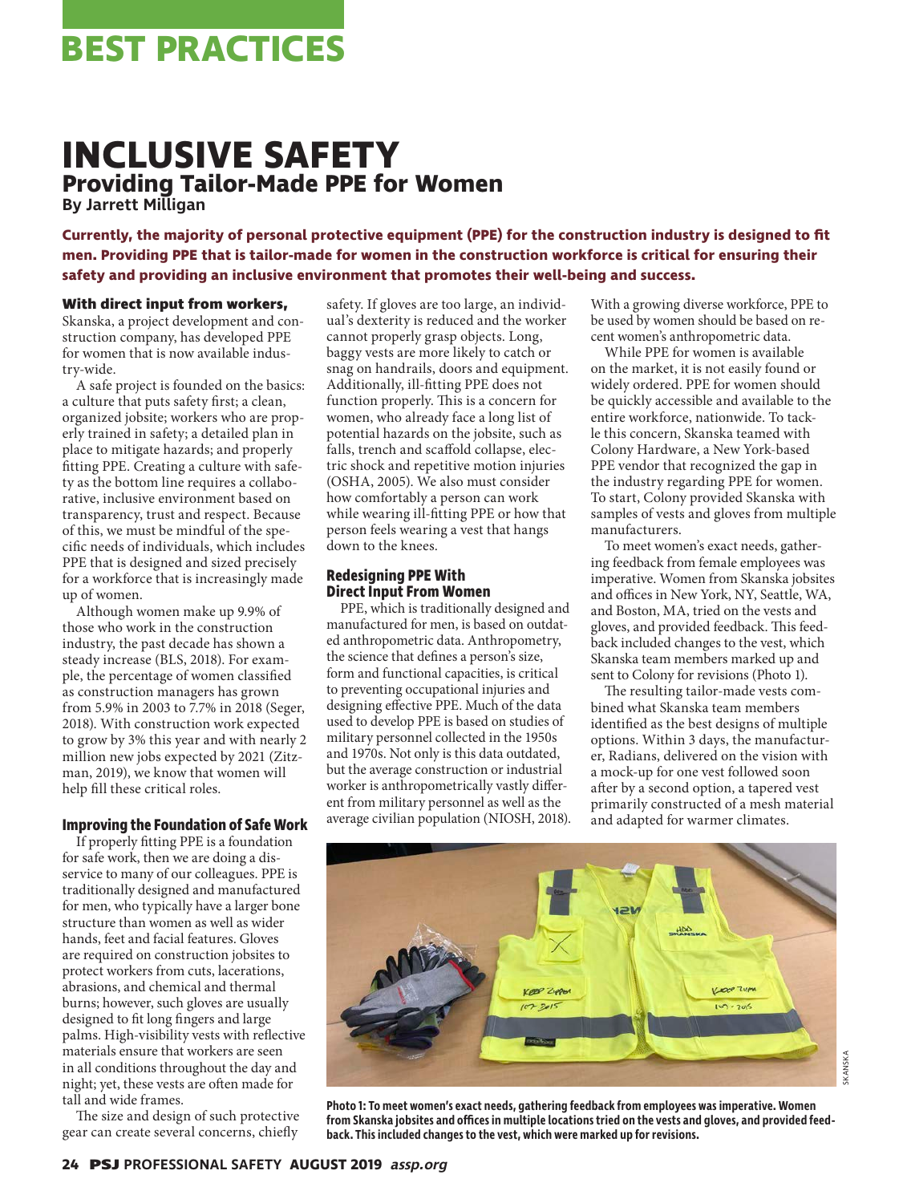# INCLUSIVE SAFETY

## Providing Tailor-Made PPE for Women

**By Jarrett Milligan**

**Currently, the majority of personal protective equipment (PPE) for the construction industry is designed to fit men. Providing PPE that is tailor-made for women in the construction workforce is critical for ensuring their safety and providing an inclusive environment that promotes their well-being and success.**

**With direct input from workers,** Skanska, a project development and construction company, has developed PPE for women that is now available industry-wide.

A safe project is founded on the basics: a culture that puts safety first; a clean, organized jobsite; workers who are properly trained in safety; a detailed plan in place to mitigate hazards; and properly fitting PPE. Creating a culture with safety as the bottom line requires a collaborative, inclusive environment based on transparency, trust and respect. Because of this, we must be mindful of the specific needs of individuals, which includes PPE that is designed and sized precisely for a workforce that is increasingly made up of women.

Although women make up 9.9% of those who work in the construction industry, the past decade has shown a steady increase (BLS, 2018). For example, the percentage of women classified as construction managers has grown from 5.9% in 2003 to 7.7% in 2018 (Seger, 2018). With construction work expected to grow by 3% this year and with nearly 2 million new jobs expected by 2021 (Zitzman, 2019), we know that women will help fill these critical roles.

### Improving the Foundation of Safe Work

If properly fitting PPE is a foundation for safe work, then we are doing a disservice to many of our colleagues. PPE is traditionally designed and manufactured for men, who typically have a larger bone structure than women as well as wider hands, feet and facial features. Gloves are required on construction jobsites to protect workers from cuts, lacerations, abrasions, and chemical and thermal burns; however, such gloves are usually designed to fit long fingers and large palms. High-visibility vests with reflective materials ensure that workers are seen in all conditions throughout the day and night; yet, these vests are often made for tall and wide frames.

The size and design of such protective gear can create several concerns, chiefly safety. If gloves are too large, an individual's dexterity is reduced and the worker cannot properly grasp objects. Long, baggy vests are more likely to catch or snag on handrails, doors and equipment. Additionally, ill-fitting PPE does not function properly. This is a concern for women, who already face a long list of potential hazards on the jobsite, such as falls, trench and scaffold collapse, electric shock and repetitive motion injuries (OSHA, 2005). We also must consider how comfortably a person can work while wearing ill-fitting PPE or how that person feels wearing a vest that hangs down to the knees.

### Redesigning PPE With Direct Input From Women

PPE, which is traditionally designed and manufactured for men, is based on outdated anthropometric data. Anthropometry, the science that defines a person's size, form and functional capacities, is critical to preventing occupational injuries and designing effective PPE. Much of the data used to develop PPE is based on studies of military personnel collected in the 1950s and 1970s. Not only is this data outdated, but the average construction or industrial worker is anthropometrically vastly different from military personnel as well as the average civilian population (NIOSH, 2018). With a growing diverse workforce, PPE to be used by women should be based on recent women's anthropometric data.

While PPE for women is available on the market, it is not easily found or widely ordered. PPE for women should be quickly accessible and available to the entire workforce, nationwide. To tackle this concern, Skanska teamed with Colony Hardware, a New York-based PPE vendor that recognized the gap in the industry regarding PPE for women. To start, Colony provided Skanska with samples of vests and gloves from multiple manufacturers.

To meet women's exact needs, gathering feedback from female employees was imperative. Women from Skanska jobsites and offices in New York, NY, Seattle, WA, and Boston, MA, tried on the vests and gloves, and provided feedback. This feedback included changes to the vest, which Skanska team members marked up and sent to Colony for revisions (Photo 1).

The resulting tailor-made vests combined what Skanska team members identified as the best designs of multiple options. Within 3 days, the manufacturer, Radians, delivered on the vision with a mock-up for one vest followed soon after by a second option, a tapered vest primarily constructed of a mesh material and adapted for warmer climates.

**Photo 1: To meet women's exact needs, gathering feedback from employees was imperative. Women from Skanska jobsites and offices in multiple locations tried on the vests and gloves, and provided feedback. This included changes to the vest, which were marked up for revisions.**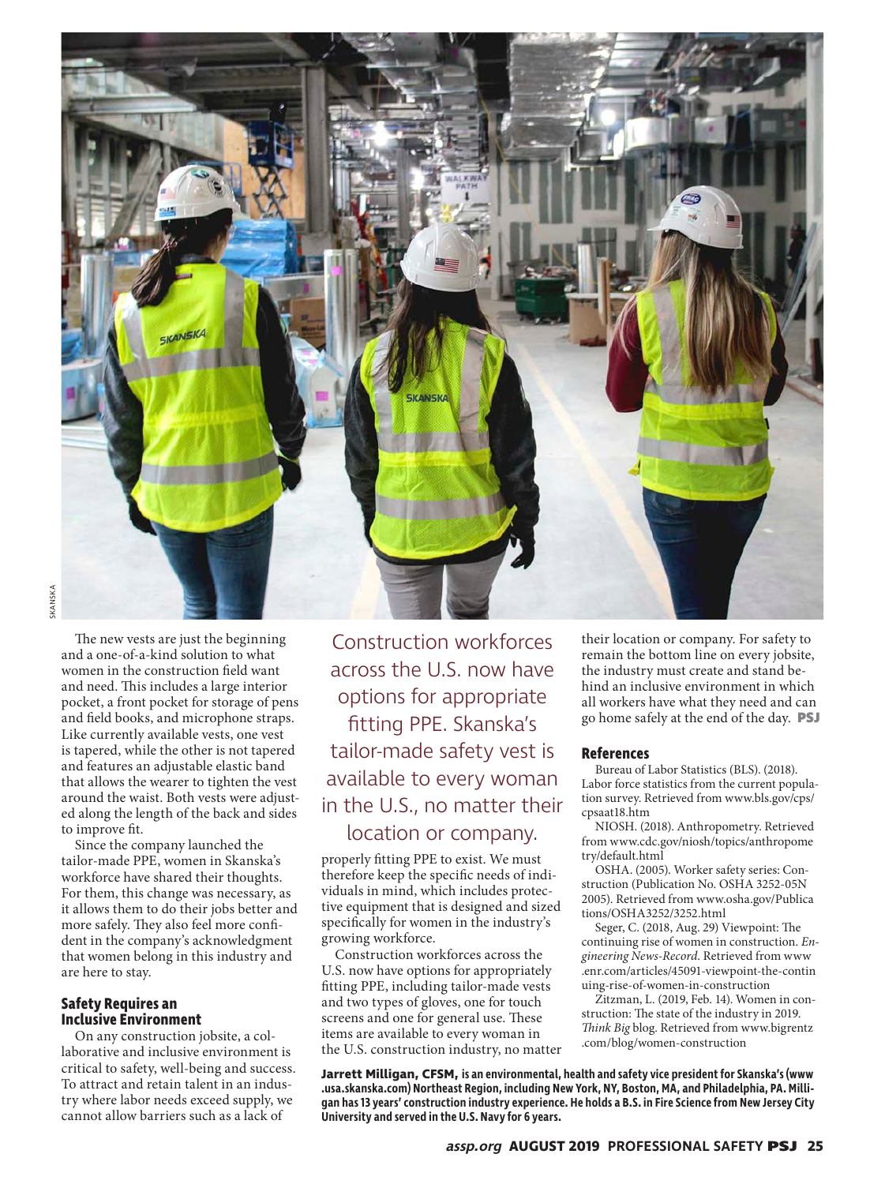The new vests are just the beginning and a one-of-a-kind solution to what women in the construction field want and need. This includes a large interior pocket, a front pocket for storage of pens and field books, and microphone straps. Like currently available vests, one vest is tapered, while the other is not tapered and features an adjustable elastic band that allows the wearer to tighten the vest around the waist. Both vests were adjusted along the length of the back and sides to improve fit.

Since the company launched the tailor-made PPE, women in Skanska's workforce have shared their thoughts. For them, this change was necessary, as it allows them to do their jobs better and more safely. They also feel more confident in the company's acknowledgment that women belong in this industry and are here to stay.

## Safety Requires an Inclusive Environment

On any construction jobsite, a collaborative and inclusive environment is critical to safety, well-being and success. To attract and retain talent in an industry where labor needs exceed supply, we cannot allow barriers such as a lack of properly fitting PPE to exist. We must therefore keep the specific needs of individuals in mind, which includes protective equipment that is designed and sized specifically for women in the industry's growing workforce.

> Construction workforces across the U.S. now have options for appropriate fitting PPE. Skanska's tailor-made safety vest is available to every woman in the U.S., no matter their location or company.

Construction workforces across the U.S. now have options for appropriately fitting PPE, including tailor-made vests and two types of gloves, one for touch screens and one for general use. These items are available to every woman in the U.S. construction industry, no matter their location or company. For safety to remain the bottom line on every jobsite, the industry must create and stand behind an inclusive environment in which all workers have what they need and can go home safely at the end of the day. **PSJ**

## References

Bureau of Labor Statistics (BLS). (2018). Labor force statistics from the current population survey. Retrieved from www.bls.gov/cps/cpsaat18.htm

NIOSH. (2018). Anthropometry. Retrieved from www.cdc.gov/niosh/topics/anthropometry/default.html

OSHA. (2005). Worker safety series: Construction (Publication No. OSHA 3252-05N 2005). Retrieved from www.osha.gov/Publications/OSHA3252/3252.html

Seger, C. (2018, Aug. 29) Viewpoint: The continuing rise of women in construction. *Engineering News-Record*. Retrieved from www.enr.com/articles/45091-viewpoint-the-continuing-rise-of-women-in-construction

Zitzman, L. (2019, Feb. 14). Women in construction: The state of the industry in 2019. *Think Big* blog. Retrieved from www.bigrentz.com/blog/women-construction

**Jarrett Milligan, CFSM,** **is an environmental, health and safety vice president for Skanska's (www.usa.skanska.com) Northeast Region, including New York, NY, Boston, MA, and Philadelphia, PA. Milligan has 13 years' construction industry experience. He holds a B.S. in Fire Science from New Jersey City University and served in the U.S. Navy for 6 years.**